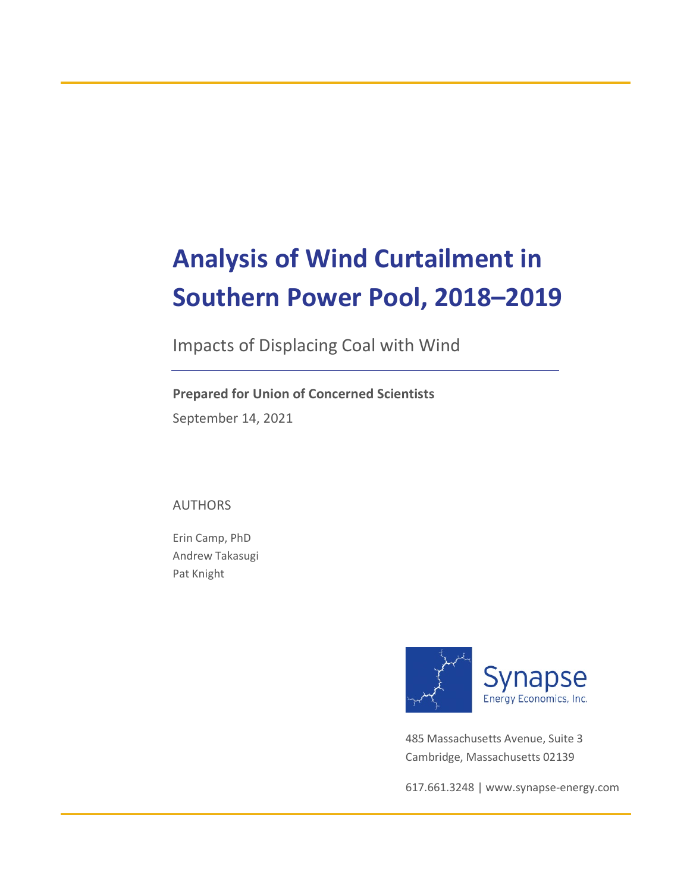# Analysis of Wind Curtailment in Southern Power Pool, 2018–2019

Impacts of Displacing Coal with Wind

**Prepared for Union of Concerned Scientists**

September 14, 2021

AUTHORS

Erin Camp, PhD
Andrew Takasugi
Pat Knight

Synapse
Energy Economics, Inc.

485 Massachusetts Avenue, Suite 3
Cambridge, Massachusetts 02139

617.661.3248 | www.synapse-energy.com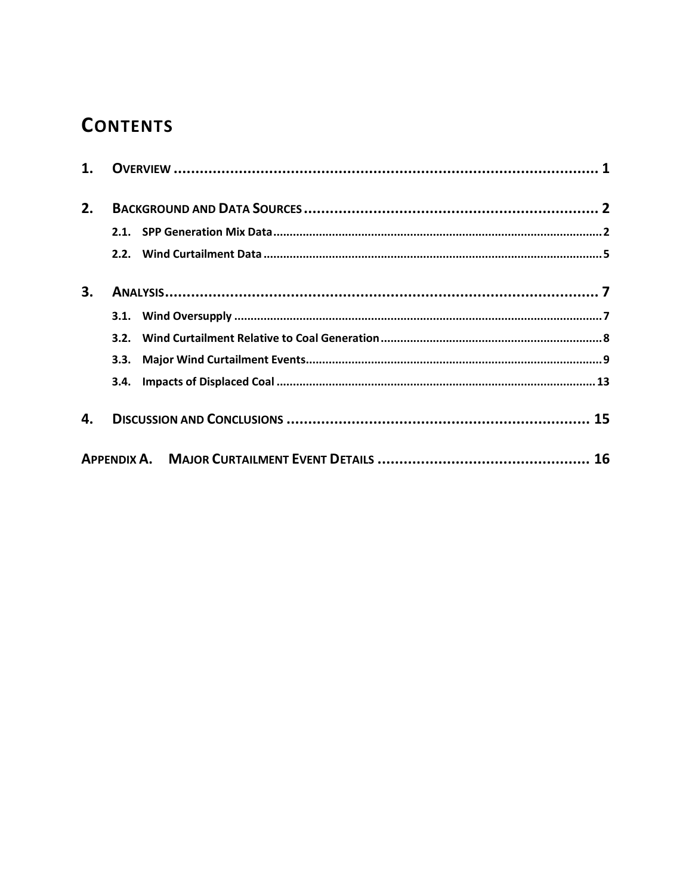# CONTENTS

1. OVERVIEW ..................................................................................... 1

2. BACKGROUND AND DATA SOURCES ..................................................................... 2
   - 2.1. SPP Generation Mix Data ..................................................................... 2
   - 2.2. Wind Curtailment Data ..................................................................... 5

3. ANALYSIS ..................................................................................... 7
   - 3.1. Wind Oversupply ..................................................................... 7
   - 3.2. Wind Curtailment Relative to Coal Generation ..................................................................... 8
   - 3.3. Major Wind Curtailment Events ..................................................................... 9
   - 3.4. Impacts of Displaced Coal ..................................................................... 13

4. DISCUSSION AND CONCLUSIONS ..................................................................... 15

APPENDIX A. MAJOR CURTAILMENT EVENT DETAILS ..................................................................... 16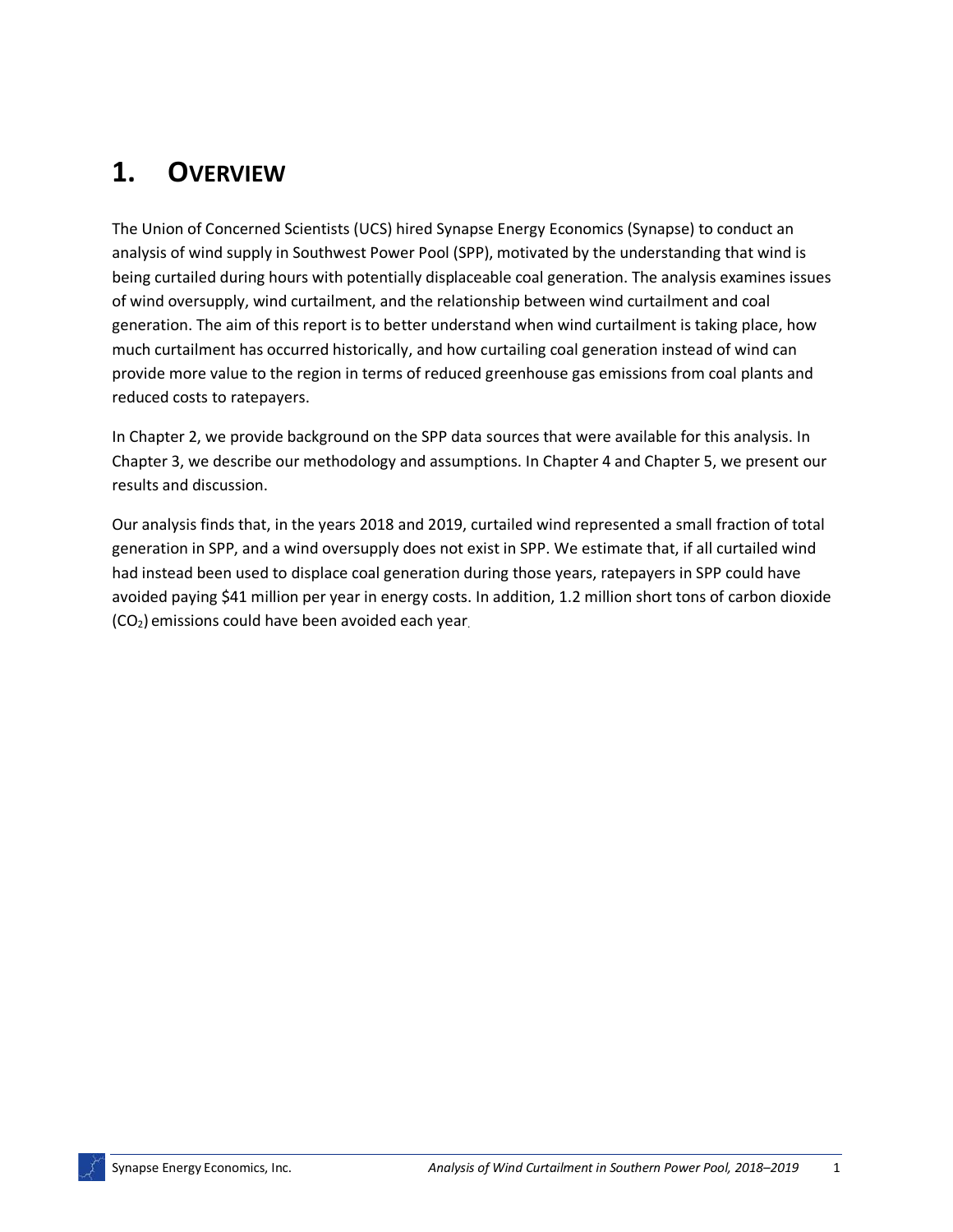# 1. OVERVIEW

The Union of Concerned Scientists (UCS) hired Synapse Energy Economics (Synapse) to conduct an analysis of wind supply in Southwest Power Pool (SPP), motivated by the understanding that wind is being curtailed during hours with potentially displaceable coal generation. The analysis examines issues of wind oversupply, wind curtailment, and the relationship between wind curtailment and coal generation. The aim of this report is to better understand when wind curtailment is taking place, how much curtailment has occurred historically, and how curtailing coal generation instead of wind can provide more value to the region in terms of reduced greenhouse gas emissions from coal plants and reduced costs to ratepayers.

In Chapter 2, we provide background on the SPP data sources that were available for this analysis. In Chapter 3, we describe our methodology and assumptions. In Chapter 4 and Chapter 5, we present our results and discussion.

Our analysis finds that, in the years 2018 and 2019, curtailed wind represented a small fraction of total generation in SPP, and a wind oversupply does not exist in SPP. We estimate that, if all curtailed wind had instead been used to displace coal generation during those years, ratepayers in SPP could have avoided paying $41 million per year in energy costs. In addition, 1.2 million short tons of carbon dioxide ($CO_2$) emissions could have been avoided each year.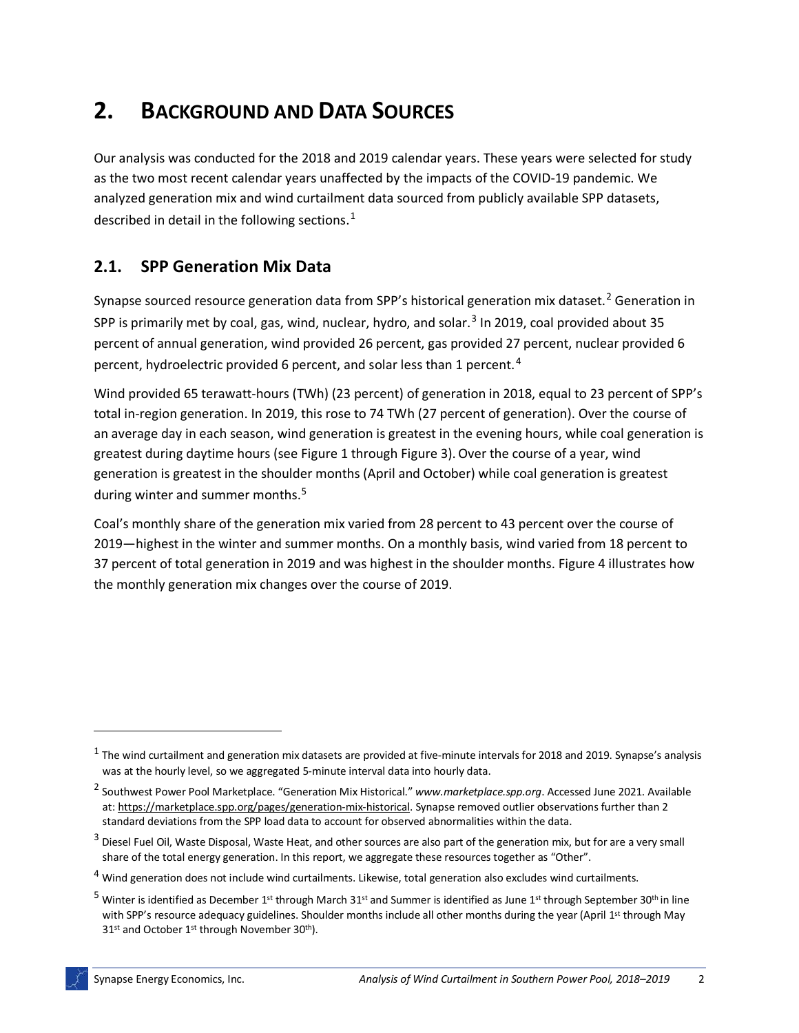# 2. BACKGROUND AND DATA SOURCES

Our analysis was conducted for the 2018 and 2019 calendar years. These years were selected for study as the two most recent calendar years unaffected by the impacts of the COVID-19 pandemic. We analyzed generation mix and wind curtailment data sourced from publicly available SPP datasets, described in detail in the following sections.[1]

## 2.1. SPP Generation Mix Data

Synapse sourced resource generation data from SPP's historical generation mix dataset.[2] Generation in SPP is primarily met by coal, gas, wind, nuclear, hydro, and solar.[3] In 2019, coal provided about 35 percent of annual generation, wind provided 26 percent, gas provided 27 percent, nuclear provided 6 percent, hydroelectric provided 6 percent, and solar less than 1 percent.[4]

Wind provided 65 terawatt-hours (TWh) (23 percent) of generation in 2018, equal to 23 percent of SPP's total in-region generation. In 2019, this rose to 74 TWh (27 percent of generation). Over the course of an average day in each season, wind generation is greatest in the evening hours, while coal generation is greatest during daytime hours (see Figure 1 through Figure 3). Over the course of a year, wind generation is greatest in the shoulder months (April and October) while coal generation is greatest during winter and summer months.[5]

Coal's monthly share of the generation mix varied from 28 percent to 43 percent over the course of 2019—highest in the winter and summer months. On a monthly basis, wind varied from 18 percent to 37 percent of total generation in 2019 and was highest in the shoulder months. Figure 4 illustrates how the monthly generation mix changes over the course of 2019.

---

[1] The wind curtailment and generation mix datasets are provided at five-minute intervals for 2018 and 2019. Synapse's analysis was at the hourly level, so we aggregated 5-minute interval data into hourly data.

[2] Southwest Power Pool Marketplace. "Generation Mix Historical." *www.marketplace.spp.org*. Accessed June 2021. Available at: https://marketplace.spp.org/pages/generation-mix-historical. Synapse removed outlier observations further than 2 standard deviations from the SPP load data to account for observed abnormalities within the data.

[3] Diesel Fuel Oil, Waste Disposal, Waste Heat, and other sources are also part of the generation mix, but for are a very small share of the total energy generation. In this report, we aggregate these resources together as "Other".

[4] Wind generation does not include wind curtailments. Likewise, total generation also excludes wind curtailments.

[5] Winter is identified as December 1st through March 31st and Summer is identified as June 1st through September 30th in line with SPP's resource adequacy guidelines. Shoulder months include all other months during the year (April 1st through May 31st and October 1st through November 30th).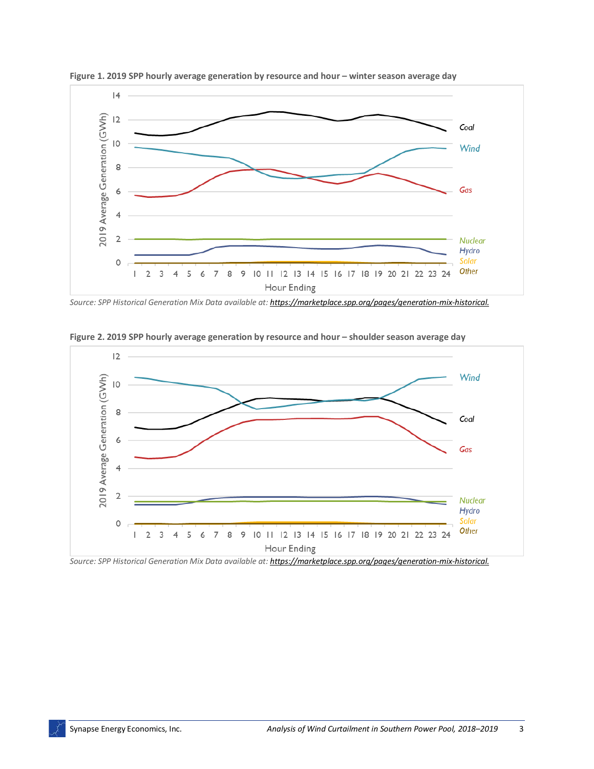**Figure 1. 2019 SPP hourly average generation by resource and hour – winter season average day**

*Source: SPP Historical Generation Mix Data available at: https://marketplace.spp.org/pages/generation-mix-historical.*

**Figure 2. 2019 SPP hourly average generation by resource and hour – shoulder season average day**

*Source: SPP Historical Generation Mix Data available at: https://marketplace.spp.org/pages/generation-mix-historical.*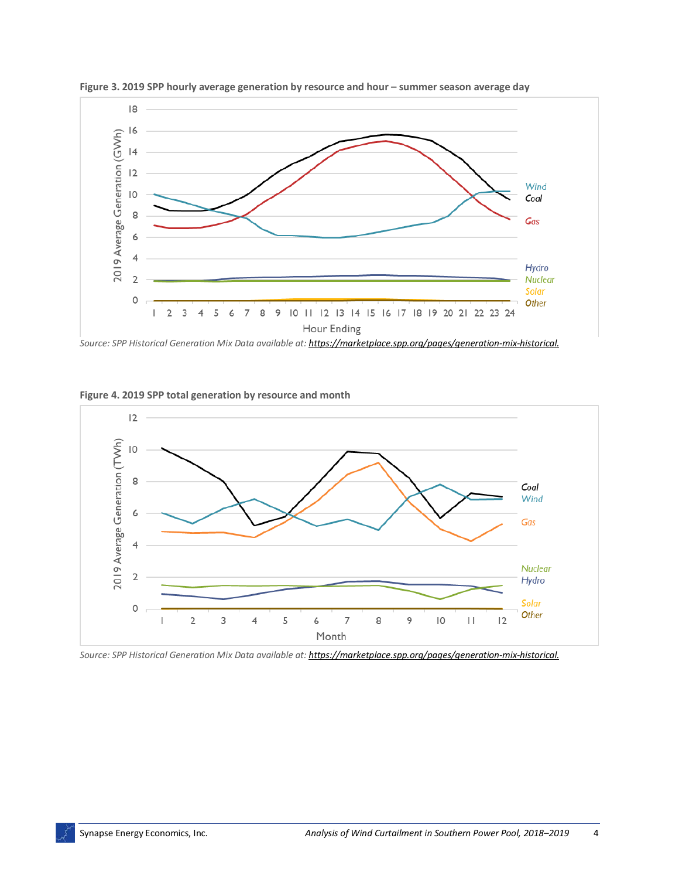**Figure 3. 2019 SPP hourly average generation by resource and hour – summer season average day**

Source: SPP Historical Generation Mix Data available at: https://marketplace.spp.org/pages/generation-mix-historical.

**Figure 4. 2019 SPP total generation by resource and month**

Source: SPP Historical Generation Mix Data available at: https://marketplace.spp.org/pages/generation-mix-historical.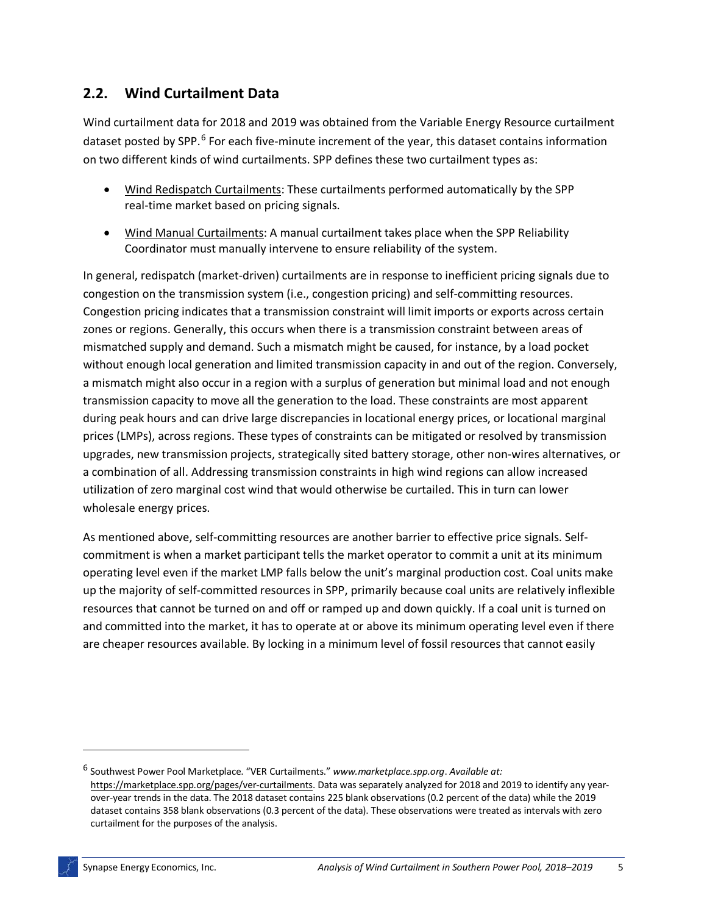## 2.2. Wind Curtailment Data

Wind curtailment data for 2018 and 2019 was obtained from the Variable Energy Resource curtailment dataset posted by SPP.[6] For each five-minute increment of the year, this dataset contains information on two different kinds of wind curtailments. SPP defines these two curtailment types as:

- Wind Redispatch Curtailments: These curtailments performed automatically by the SPP real-time market based on pricing signals.
- Wind Manual Curtailments: A manual curtailment takes place when the SPP Reliability Coordinator must manually intervene to ensure reliability of the system.

In general, redispatch (market-driven) curtailments are in response to inefficient pricing signals due to congestion on the transmission system (i.e., congestion pricing) and self-committing resources. Congestion pricing indicates that a transmission constraint will limit imports or exports across certain zones or regions. Generally, this occurs when there is a transmission constraint between areas of mismatched supply and demand. Such a mismatch might be caused, for instance, by a load pocket without enough local generation and limited transmission capacity in and out of the region. Conversely, a mismatch might also occur in a region with a surplus of generation but minimal load and not enough transmission capacity to move all the generation to the load. These constraints are most apparent during peak hours and can drive large discrepancies in locational energy prices, or locational marginal prices (LMPs), across regions. These types of constraints can be mitigated or resolved by transmission upgrades, new transmission projects, strategically sited battery storage, other non-wires alternatives, or a combination of all. Addressing transmission constraints in high wind regions can allow increased utilization of zero marginal cost wind that would otherwise be curtailed. This in turn can lower wholesale energy prices.

As mentioned above, self-committing resources are another barrier to effective price signals. Self-commitment is when a market participant tells the market operator to commit a unit at its minimum operating level even if the market LMP falls below the unit's marginal production cost. Coal units make up the majority of self-committed resources in SPP, primarily because coal units are relatively inflexible resources that cannot be turned on and off or ramped up and down quickly. If a coal unit is turned on and committed into the market, it has to operate at or above its minimum operating level even if there are cheaper resources available. By locking in a minimum level of fossil resources that cannot easily

---

[6] Southwest Power Pool Marketplace. "VER Curtailments." *www.marketplace.spp.org*. *Available at:* https://marketplace.spp.org/pages/ver-curtailments. Data was separately analyzed for 2018 and 2019 to identify any year-over-year trends in the data. The 2018 dataset contains 225 blank observations (0.2 percent of the data) while the 2019 dataset contains 358 blank observations (0.3 percent of the data). These observations were treated as intervals with zero curtailment for the purposes of the analysis.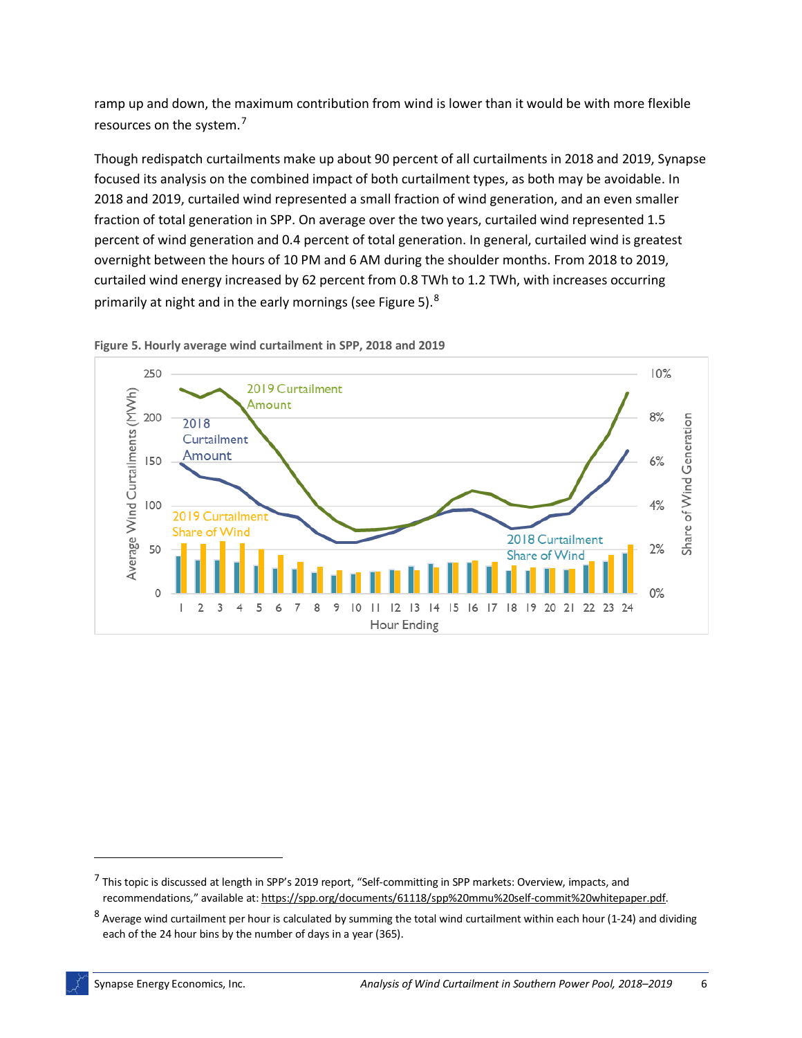ramp up and down, the maximum contribution from wind is lower than it would be with more flexible resources on the system.[7]

Though redispatch curtailments make up about 90 percent of all curtailments in 2018 and 2019, Synapse focused its analysis on the combined impact of both curtailment types, as both may be avoidable. In 2018 and 2019, curtailed wind represented a small fraction of wind generation, and an even smaller fraction of total generation in SPP. On average over the two years, curtailed wind represented 1.5 percent of wind generation and 0.4 percent of total generation. In general, curtailed wind is greatest overnight between the hours of 10 PM and 6 AM during the shoulder months. From 2018 to 2019, curtailed wind energy increased by 62 percent from 0.8 TWh to 1.2 TWh, with increases occurring primarily at night and in the early mornings (see Figure 5).[8]

**Figure 5. Hourly average wind curtailment in SPP, 2018 and 2019**

[7] This topic is discussed at length in SPP's 2019 report, "Self-committing in SPP markets: Overview, impacts, and recommendations," available at: https://spp.org/documents/61118/spp%20mmu%20self-commit%20whitepaper.pdf.

[8] Average wind curtailment per hour is calculated by summing the total wind curtailment within each hour (1-24) and dividing each of the 24 hour bins by the number of days in a year (365).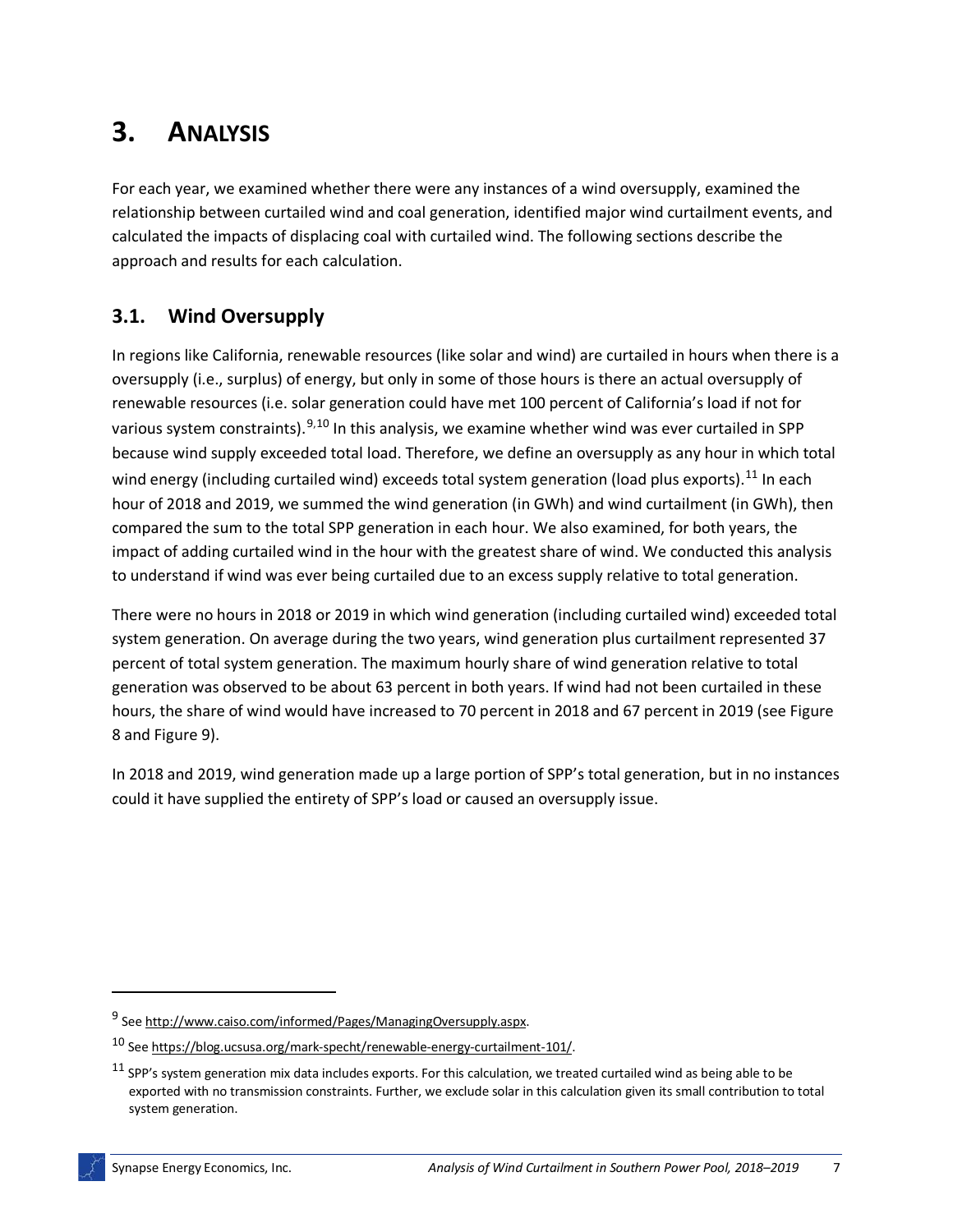# 3. ANALYSIS

For each year, we examined whether there were any instances of a wind oversupply, examined the relationship between curtailed wind and coal generation, identified major wind curtailment events, and calculated the impacts of displacing coal with curtailed wind. The following sections describe the approach and results for each calculation.

## 3.1. Wind Oversupply

In regions like California, renewable resources (like solar and wind) are curtailed in hours when there is a oversupply (i.e., surplus) of energy, but only in some of those hours is there an actual oversupply of renewable resources (i.e. solar generation could have met 100 percent of California's load if not for various system constraints).[9,10] In this analysis, we examine whether wind was ever curtailed in SPP because wind supply exceeded total load. Therefore, we define an oversupply as any hour in which total wind energy (including curtailed wind) exceeds total system generation (load plus exports).[11] In each hour of 2018 and 2019, we summed the wind generation (in GWh) and wind curtailment (in GWh), then compared the sum to the total SPP generation in each hour. We also examined, for both years, the impact of adding curtailed wind in the hour with the greatest share of wind. We conducted this analysis to understand if wind was ever being curtailed due to an excess supply relative to total generation.

There were no hours in 2018 or 2019 in which wind generation (including curtailed wind) exceeded total system generation. On average during the two years, wind generation plus curtailment represented 37 percent of total system generation. The maximum hourly share of wind generation relative to total generation was observed to be about 63 percent in both years. If wind had not been curtailed in these hours, the share of wind would have increased to 70 percent in 2018 and 67 percent in 2019 (see Figure 8 and Figure 9).

In 2018 and 2019, wind generation made up a large portion of SPP's total generation, but in no instances could it have supplied the entirety of SPP's load or caused an oversupply issue.

---

[9] See http://www.caiso.com/informed/Pages/ManagingOversupply.aspx.

[10] See https://blog.ucsusa.org/mark-specht/renewable-energy-curtailment-101/.

[11] SPP's system generation mix data includes exports. For this calculation, we treated curtailed wind as being able to be exported with no transmission constraints. Further, we exclude solar in this calculation given its small contribution to total system generation.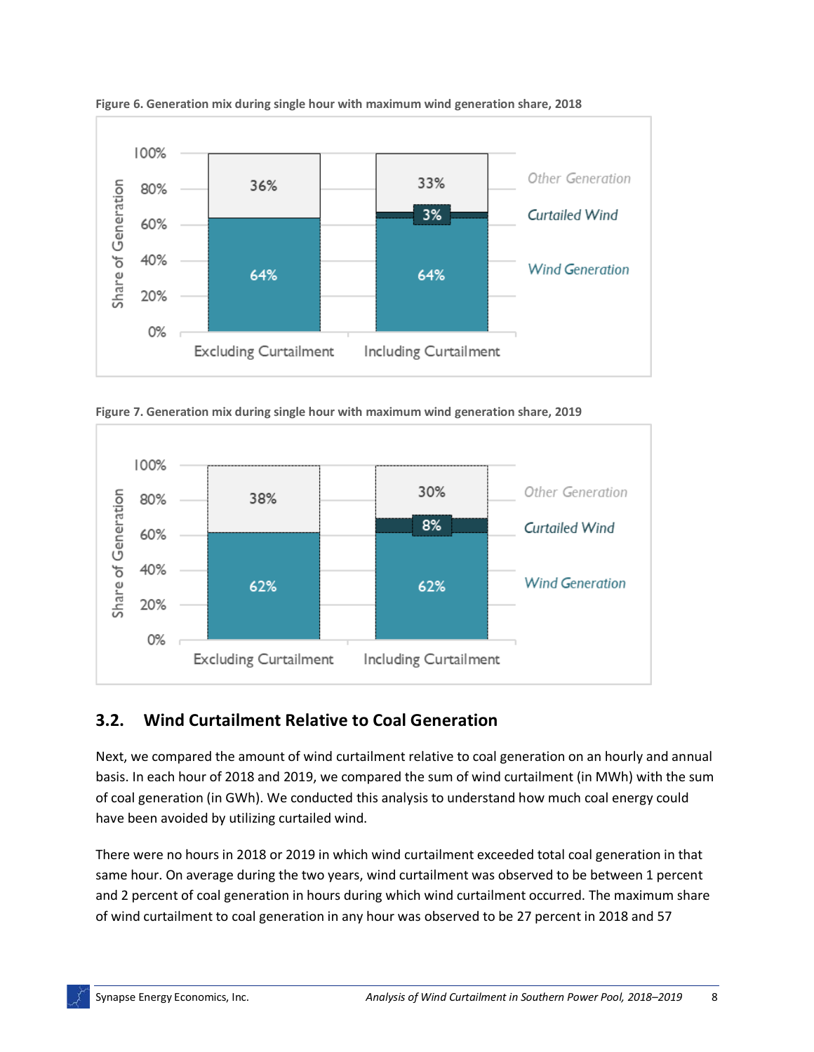Figure 6. Generation mix during single hour with maximum wind generation share, 2018

| | Excluding Curtailment | Including Curtailment |
| --- | --- | --- |
| Other Generation | 36% | 33% |
| Curtailed Wind | | 3% |
| Wind Generation | 64% | 64% |

Figure 7. Generation mix during single hour with maximum wind generation share, 2019

| | Excluding Curtailment | Including Curtailment |
| --- | --- | --- |
| Other Generation | 38% | 30% |
| Curtailed Wind | | 8% |
| Wind Generation | 62% | 62% |

## 3.2. Wind Curtailment Relative to Coal Generation

Next, we compared the amount of wind curtailment relative to coal generation on an hourly and annual basis. In each hour of 2018 and 2019, we compared the sum of wind curtailment (in MWh) with the sum of coal generation (in GWh). We conducted this analysis to understand how much coal energy could have been avoided by utilizing curtailed wind.

There were no hours in 2018 or 2019 in which wind curtailment exceeded total coal generation in that same hour. On average during the two years, wind curtailment was observed to be between 1 percent and 2 percent of coal generation in hours during which wind curtailment occurred. The maximum share of wind curtailment to coal generation in any hour was observed to be 27 percent in 2018 and 57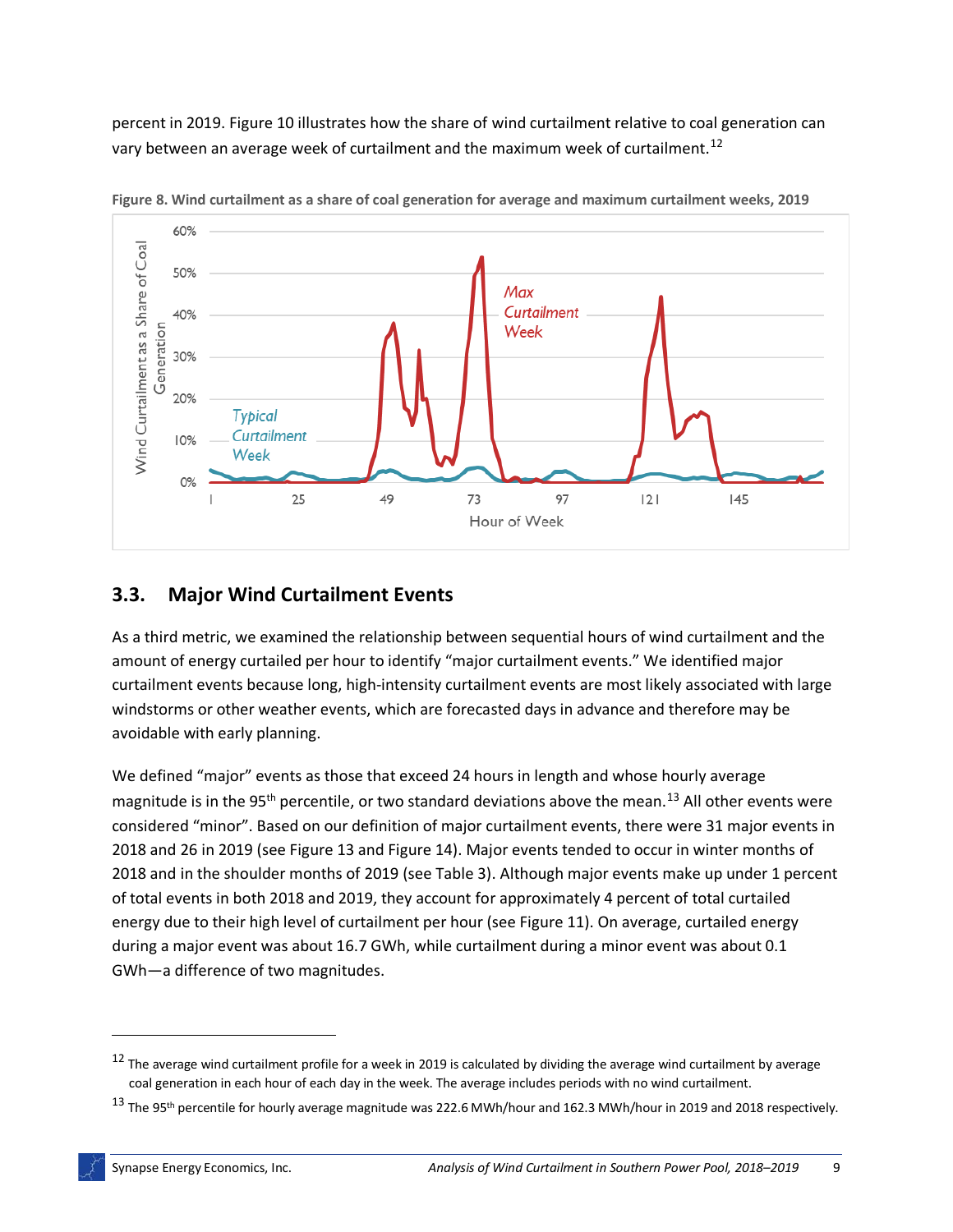percent in 2019. Figure 10 illustrates how the share of wind curtailment relative to coal generation can vary between an average week of curtailment and the maximum week of curtailment.[12]

**Figure 8. Wind curtailment as a share of coal generation for average and maximum curtailment weeks, 2019**

## 3.3. Major Wind Curtailment Events

As a third metric, we examined the relationship between sequential hours of wind curtailment and the amount of energy curtailed per hour to identify "major curtailment events." We identified major curtailment events because long, high-intensity curtailment events are most likely associated with large windstorms or other weather events, which are forecasted days in advance and therefore may be avoidable with early planning.

We defined "major" events as those that exceed 24 hours in length and whose hourly average magnitude is in the 95th percentile, or two standard deviations above the mean.[13] All other events were considered "minor". Based on our definition of major curtailment events, there were 31 major events in 2018 and 26 in 2019 (see Figure 13 and Figure 14). Major events tended to occur in winter months of 2018 and in the shoulder months of 2019 (see Table 3). Although major events make up under 1 percent of total events in both 2018 and 2019, they account for approximately 4 percent of total curtailed energy due to their high level of curtailment per hour (see Figure 11). On average, curtailed energy during a major event was about 16.7 GWh, while curtailment during a minor event was about 0.1 GWh—a difference of two magnitudes.

---

[12] The average wind curtailment profile for a week in 2019 is calculated by dividing the average wind curtailment by average coal generation in each hour of each day in the week. The average includes periods with no wind curtailment.

[13] The 95th percentile for hourly average magnitude was 222.6 MWh/hour and 162.3 MWh/hour in 2019 and 2018 respectively.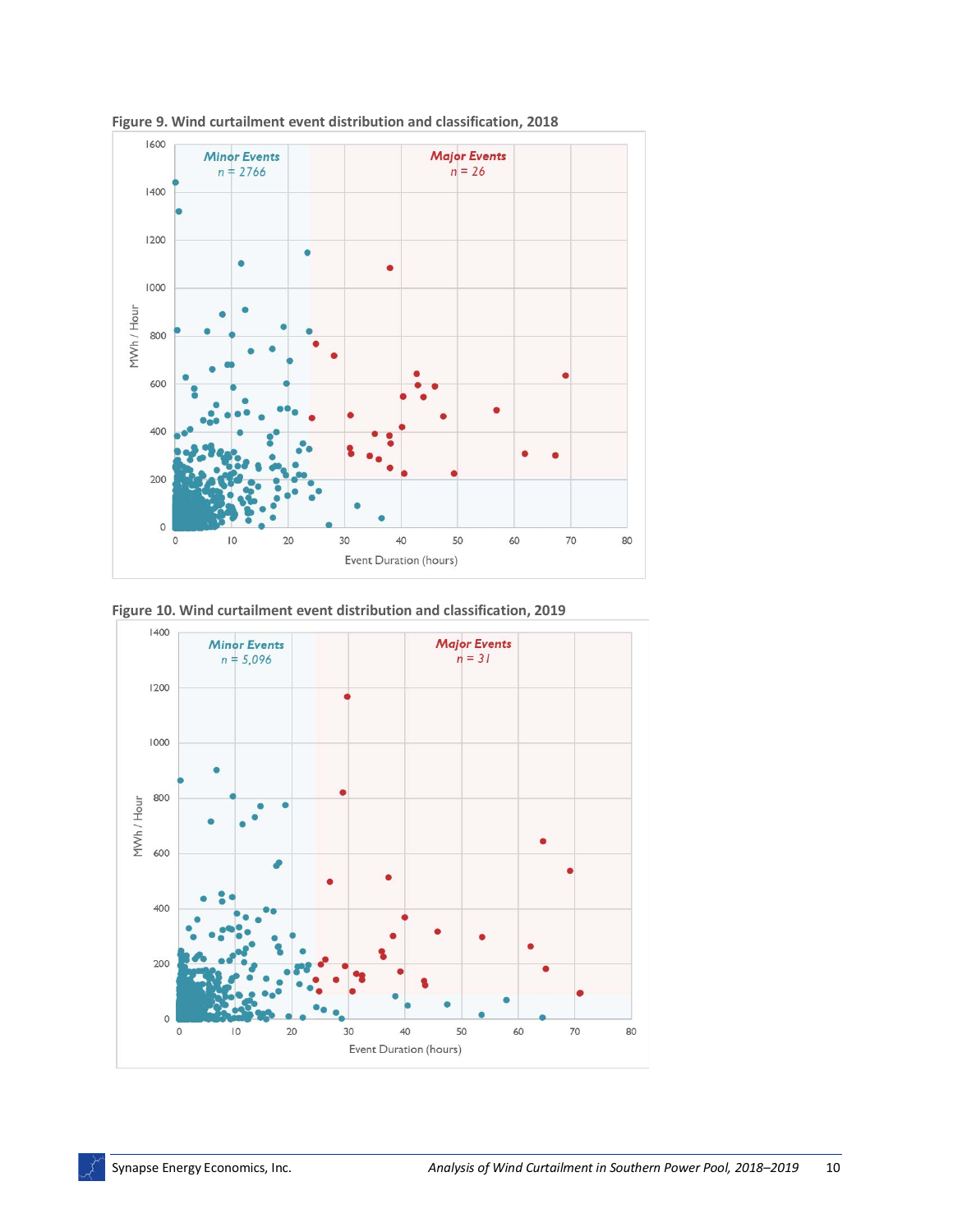**Figure 9. Wind curtailment event distribution and classification, 2018**

**Figure 10. Wind curtailment event distribution and classification, 2019**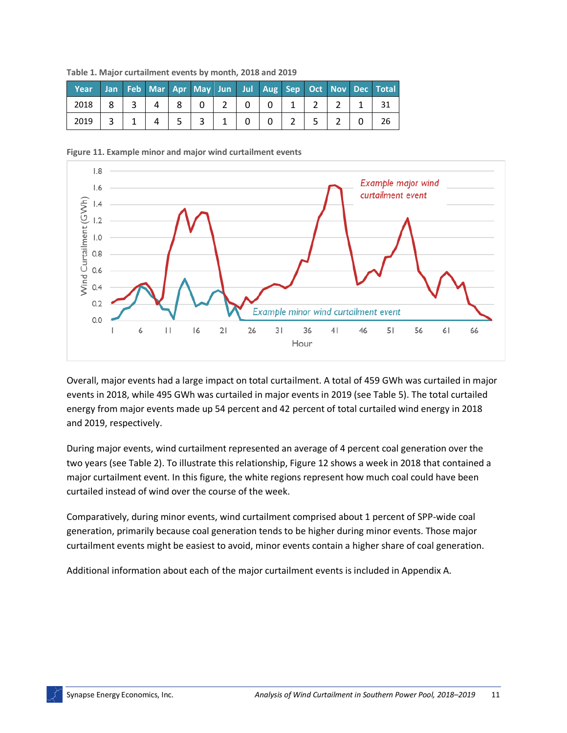**Table 1. Major curtailment events by month, 2018 and 2019**

| Year | Jan | Feb | Mar | Apr | May | Jun | Jul | Aug | Sep | Oct | Nov | Dec | Total |
|---|---|---|---|---|---|---|---|---|---|---|---|---|---|
| 2018 | 8 | 3 | 4 | 8 | 0 | 2 | 0 | 0 | 1 | 2 | 2 | 1 | 31 |
| 2019 | 3 | 1 | 4 | 5 | 3 | 1 | 0 | 0 | 2 | 5 | 2 | 0 | 26 |

**Figure 11. Example minor and major wind curtailment events**

Overall, major events had a large impact on total curtailment. A total of 459 GWh was curtailed in major events in 2018, while 495 GWh was curtailed in major events in 2019 (see Table 5). The total curtailed energy from major events made up 54 percent and 42 percent of total curtailed wind energy in 2018 and 2019, respectively.

During major events, wind curtailment represented an average of 4 percent coal generation over the two years (see Table 2). To illustrate this relationship, Figure 12 shows a week in 2018 that contained a major curtailment event. In this figure, the white regions represent how much coal could have been curtailed instead of wind over the course of the week.

Comparatively, during minor events, wind curtailment comprised about 1 percent of SPP-wide coal generation, primarily because coal generation tends to be higher during minor events. Those major curtailment events might be easiest to avoid, minor events contain a higher share of coal generation.

Additional information about each of the major curtailment events is included in Appendix A.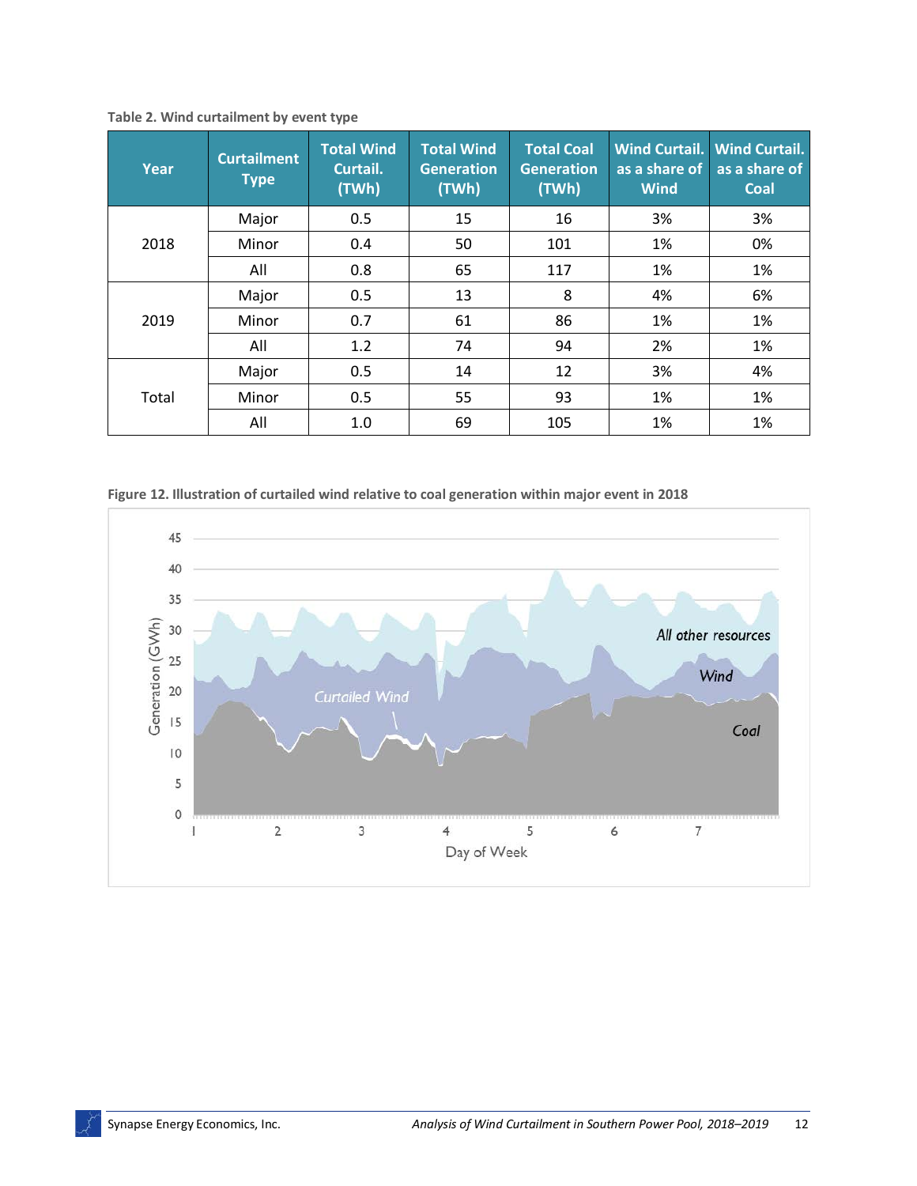**Table 2. Wind curtailment by event type**

| Year | Curtailment Type | Total Wind Curtail. (TWh) | Total Wind Generation (TWh) | Total Coal Generation (TWh) | Wind Curtail. as a share of Wind | Wind Curtail. as a share of Coal |
|---|---|---|---|---|---|---|
| 2018 | Major | 0.5 | 15 | 16 | 3% | 3% |
| | Minor | 0.4 | 50 | 101 | 1% | 0% |
| | All | 0.8 | 65 | 117 | 1% | 1% |
| 2019 | Major | 0.5 | 13 | 8 | 4% | 6% |
| | Minor | 0.7 | 61 | 86 | 1% | 1% |
| | All | 1.2 | 74 | 94 | 2% | 1% |
| Total | Major | 0.5 | 14 | 12 | 3% | 4% |
| | Minor | 0.5 | 55 | 93 | 1% | 1% |
| | All | 1.0 | 69 | 105 | 1% | 1% |

**Figure 12. Illustration of curtailed wind relative to coal generation within major event in 2018**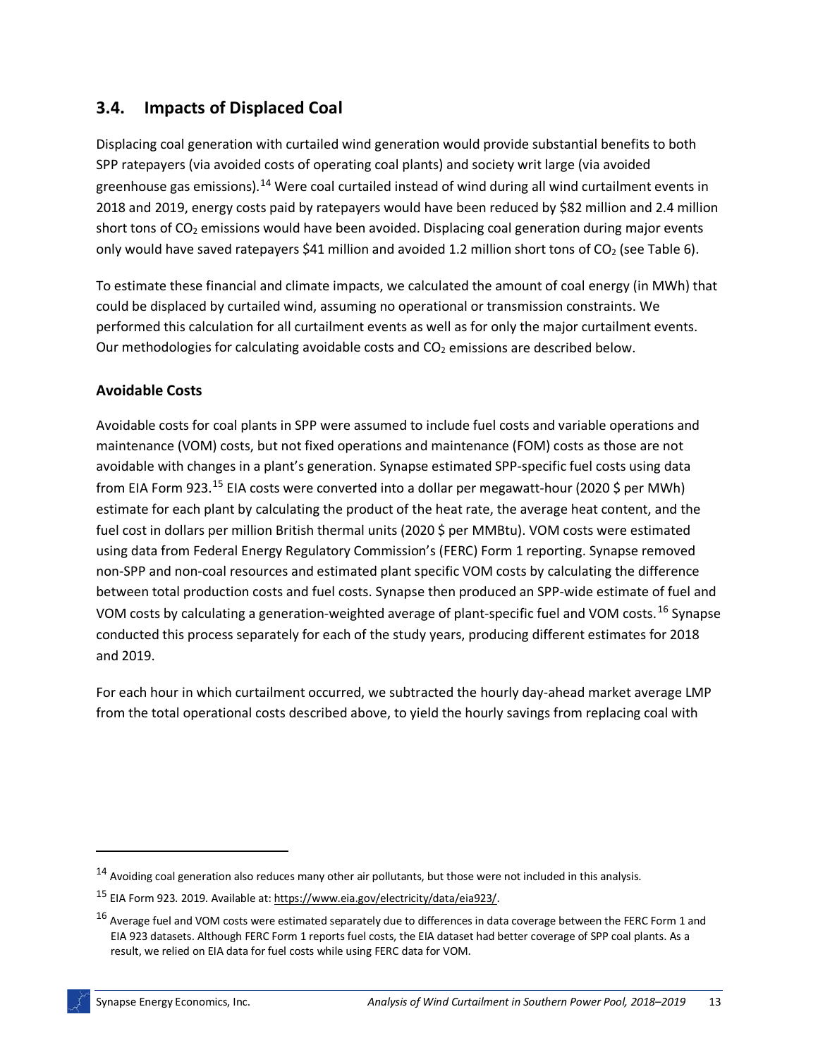## 3.4. Impacts of Displaced Coal

Displacing coal generation with curtailed wind generation would provide substantial benefits to both SPP ratepayers (via avoided costs of operating coal plants) and society writ large (via avoided greenhouse gas emissions).[14] Were coal curtailed instead of wind during all wind curtailment events in 2018 and 2019, energy costs paid by ratepayers would have been reduced by $82 million and 2.4 million short tons of $CO_2$ emissions would have been avoided. Displacing coal generation during major events only would have saved ratepayers $41 million and avoided 1.2 million short tons of $CO_2$ (see Table 6).

To estimate these financial and climate impacts, we calculated the amount of coal energy (in MWh) that could be displaced by curtailed wind, assuming no operational or transmission constraints. We performed this calculation for all curtailment events as well as for only the major curtailment events. Our methodologies for calculating avoidable costs and $CO_2$ emissions are described below.

### Avoidable Costs

Avoidable costs for coal plants in SPP were assumed to include fuel costs and variable operations and maintenance (VOM) costs, but not fixed operations and maintenance (FOM) costs as those are not avoidable with changes in a plant's generation. Synapse estimated SPP-specific fuel costs using data from EIA Form 923.[15] EIA costs were converted into a dollar per megawatt-hour (2020 $ per MWh) estimate for each plant by calculating the product of the heat rate, the average heat content, and the fuel cost in dollars per million British thermal units (2020 $ per MMBtu). VOM costs were estimated using data from Federal Energy Regulatory Commission's (FERC) Form 1 reporting. Synapse removed non-SPP and non-coal resources and estimated plant specific VOM costs by calculating the difference between total production costs and fuel costs. Synapse then produced an SPP-wide estimate of fuel and VOM costs by calculating a generation-weighted average of plant-specific fuel and VOM costs.[16] Synapse conducted this process separately for each of the study years, producing different estimates for 2018 and 2019.

For each hour in which curtailment occurred, we subtracted the hourly day-ahead market average LMP from the total operational costs described above, to yield the hourly savings from replacing coal with

---

[14] Avoiding coal generation also reduces many other air pollutants, but those were not included in this analysis.

[15] EIA Form 923. 2019. Available at: https://www.eia.gov/electricity/data/eia923/.

[16] Average fuel and VOM costs were estimated separately due to differences in data coverage between the FERC Form 1 and EIA 923 datasets. Although FERC Form 1 reports fuel costs, the EIA dataset had better coverage of SPP coal plants. As a result, we relied on EIA data for fuel costs while using FERC data for VOM.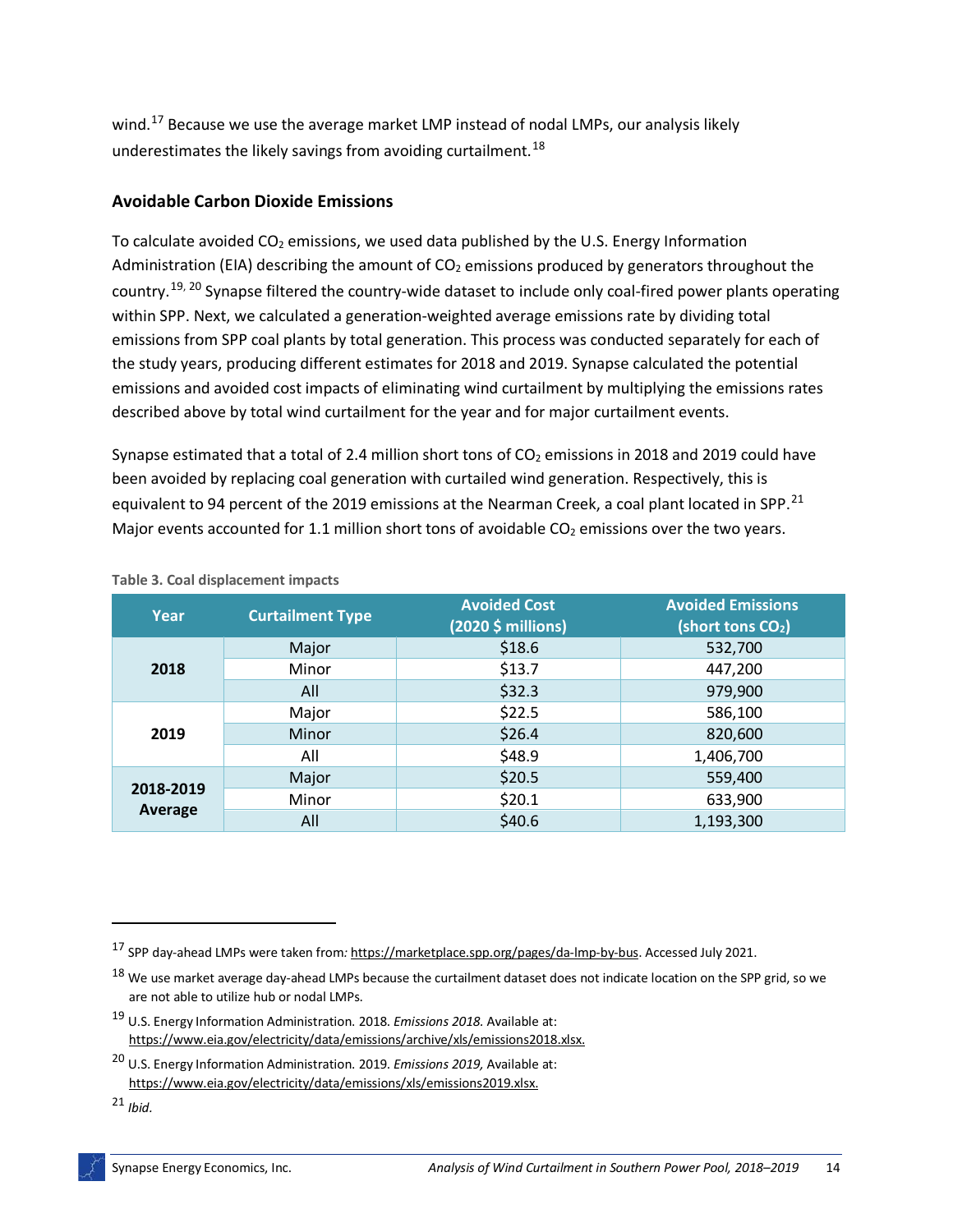wind.[17] Because we use the average market LMP instead of nodal LMPs, our analysis likely underestimates the likely savings from avoiding curtailment.[18]

### Avoidable Carbon Dioxide Emissions

To calculate avoided $CO_2$ emissions, we used data published by the U.S. Energy Information Administration (EIA) describing the amount of $CO_2$ emissions produced by generators throughout the country.[19, 20] Synapse filtered the country-wide dataset to include only coal-fired power plants operating within SPP. Next, we calculated a generation-weighted average emissions rate by dividing total emissions from SPP coal plants by total generation. This process was conducted separately for each of the study years, producing different estimates for 2018 and 2019. Synapse calculated the potential emissions and avoided cost impacts of eliminating wind curtailment by multiplying the emissions rates described above by total wind curtailment for the year and for major curtailment events.

Synapse estimated that a total of 2.4 million short tons of $CO_2$ emissions in 2018 and 2019 could have been avoided by replacing coal generation with curtailed wind generation. Respectively, this is equivalent to 94 percent of the 2019 emissions at the Nearman Creek, a coal plant located in SPP.[21] Major events accounted for 1.1 million short tons of avoidable $CO_2$ emissions over the two years.

**Table 3. Coal displacement impacts**

| Year | Curtailment Type | Avoided Cost (2020 $ millions) | Avoided Emissions (short tons $CO_2$) |
|---|---|---|---|
| **2018** | Major | $18.6 | 532,700 |
| | Minor | $13.7 | 447,200 |
| | All | $32.3 | 979,900 |
| **2019** | Major | $22.5 | 586,100 |
| | Minor | $26.4 | 820,600 |
| | All | $48.9 | 1,406,700 |
| **2018-2019 Average** | Major | $20.5 | 559,400 |
| | Minor | $20.1 | 633,900 |
| | All | $40.6 | 1,193,300 |

---

[17] SPP day-ahead LMPs were taken from: https://marketplace.spp.org/pages/da-lmp-by-bus. Accessed July 2021.

[18] We use market average day-ahead LMPs because the curtailment dataset does not indicate location on the SPP grid, so we are not able to utilize hub or nodal LMPs.

[19] U.S. Energy Information Administration. 2018. *Emissions 2018.* Available at: https://www.eia.gov/electricity/data/emissions/archive/xls/emissions2018.xlsx.

[20] U.S. Energy Information Administration. 2019. *Emissions 2019,* Available at: https://www.eia.gov/electricity/data/emissions/xls/emissions2019.xlsx.

[21] *Ibid.*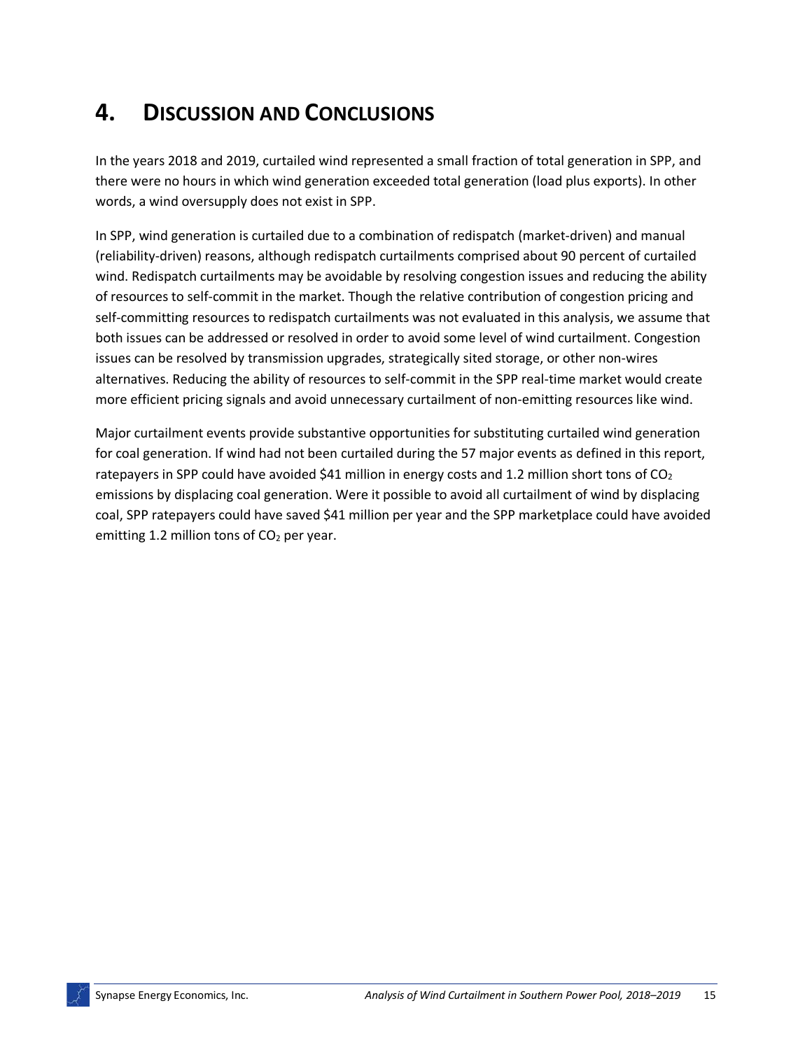# 4. Discussion and Conclusions

In the years 2018 and 2019, curtailed wind represented a small fraction of total generation in SPP, and there were no hours in which wind generation exceeded total generation (load plus exports). In other words, a wind oversupply does not exist in SPP.

In SPP, wind generation is curtailed due to a combination of redispatch (market-driven) and manual (reliability-driven) reasons, although redispatch curtailments comprised about 90 percent of curtailed wind. Redispatch curtailments may be avoidable by resolving congestion issues and reducing the ability of resources to self-commit in the market. Though the relative contribution of congestion pricing and self-committing resources to redispatch curtailments was not evaluated in this analysis, we assume that both issues can be addressed or resolved in order to avoid some level of wind curtailment. Congestion issues can be resolved by transmission upgrades, strategically sited storage, or other non-wires alternatives. Reducing the ability of resources to self-commit in the SPP real-time market would create more efficient pricing signals and avoid unnecessary curtailment of non-emitting resources like wind.

Major curtailment events provide substantive opportunities for substituting curtailed wind generation for coal generation. If wind had not been curtailed during the 57 major events as defined in this report, ratepayers in SPP could have avoided $41 million in energy costs and 1.2 million short tons of $CO_2$ emissions by displacing coal generation. Were it possible to avoid all curtailment of wind by displacing coal, SPP ratepayers could have saved $41 million per year and the SPP marketplace could have avoided emitting 1.2 million tons of $CO_2$ per year.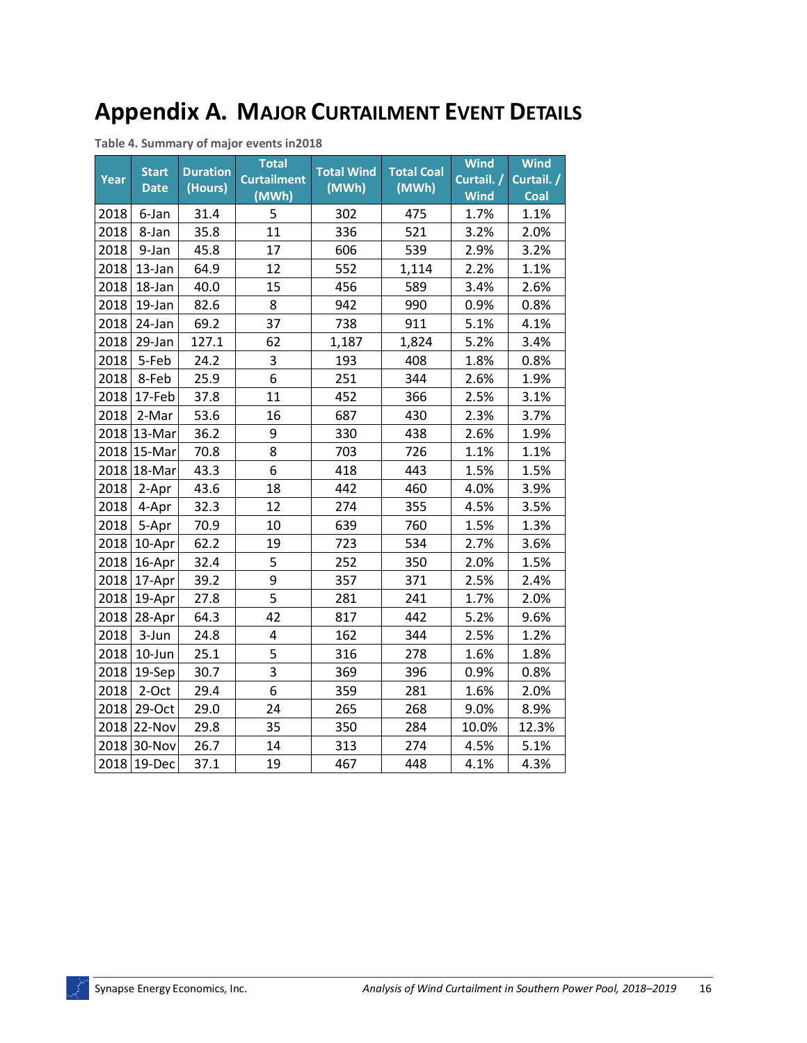# Appendix A. Major Curtailment Event Details

**Table 4. Summary of major events in2018**

| Year | Start Date | Duration (Hours) | Total Curtailment (MWh) | Total Wind (MWh) | Total Coal (MWh) | Wind Curtail. / Wind | Wind Curtail. / Coal |
|---|---|---|---|---|---|---|---|
| 2018 | 6-Jan | 31.4 | 5 | 302 | 475 | 1.7% | 1.1% |
| 2018 | 8-Jan | 35.8 | 11 | 336 | 521 | 3.2% | 2.0% |
| 2018 | 9-Jan | 45.8 | 17 | 606 | 539 | 2.9% | 3.2% |
| 2018 | 13-Jan | 64.9 | 12 | 552 | 1,114 | 2.2% | 1.1% |
| 2018 | 18-Jan | 40.0 | 15 | 456 | 589 | 3.4% | 2.6% |
| 2018 | 19-Jan | 82.6 | 8 | 942 | 990 | 0.9% | 0.8% |
| 2018 | 24-Jan | 69.2 | 37 | 738 | 911 | 5.1% | 4.1% |
| 2018 | 29-Jan | 127.1 | 62 | 1,187 | 1,824 | 5.2% | 3.4% |
| 2018 | 5-Feb | 24.2 | 3 | 193 | 408 | 1.8% | 0.8% |
| 2018 | 8-Feb | 25.9 | 6 | 251 | 344 | 2.6% | 1.9% |
| 2018 | 17-Feb | 37.8 | 11 | 452 | 366 | 2.5% | 3.1% |
| 2018 | 2-Mar | 53.6 | 16 | 687 | 430 | 2.3% | 3.7% |
| 2018 | 13-Mar | 36.2 | 9 | 330 | 438 | 2.6% | 1.9% |
| 2018 | 15-Mar | 70.8 | 8 | 703 | 726 | 1.1% | 1.1% |
| 2018 | 18-Mar | 43.3 | 6 | 418 | 443 | 1.5% | 1.5% |
| 2018 | 2-Apr | 43.6 | 18 | 442 | 460 | 4.0% | 3.9% |
| 2018 | 4-Apr | 32.3 | 12 | 274 | 355 | 4.5% | 3.5% |
| 2018 | 5-Apr | 70.9 | 10 | 639 | 760 | 1.5% | 1.3% |
| 2018 | 10-Apr | 62.2 | 19 | 723 | 534 | 2.7% | 3.6% |
| 2018 | 16-Apr | 32.4 | 5 | 252 | 350 | 2.0% | 1.5% |
| 2018 | 17-Apr | 39.2 | 9 | 357 | 371 | 2.5% | 2.4% |
| 2018 | 19-Apr | 27.8 | 5 | 281 | 241 | 1.7% | 2.0% |
| 2018 | 28-Apr | 64.3 | 42 | 817 | 442 | 5.2% | 9.6% |
| 2018 | 3-Jun | 24.8 | 4 | 162 | 344 | 2.5% | 1.2% |
| 2018 | 10-Jun | 25.1 | 5 | 316 | 278 | 1.6% | 1.8% |
| 2018 | 19-Sep | 30.7 | 3 | 369 | 396 | 0.9% | 0.8% |
| 2018 | 2-Oct | 29.4 | 6 | 359 | 281 | 1.6% | 2.0% |
| 2018 | 29-Oct | 29.0 | 24 | 265 | 268 | 9.0% | 8.9% |
| 2018 | 22-Nov | 29.8 | 35 | 350 | 284 | 10.0% | 12.3% |
| 2018 | 30-Nov | 26.7 | 14 | 313 | 274 | 4.5% | 5.1% |
| 2018 | 19-Dec | 37.1 | 19 | 467 | 448 | 4.1% | 4.3% |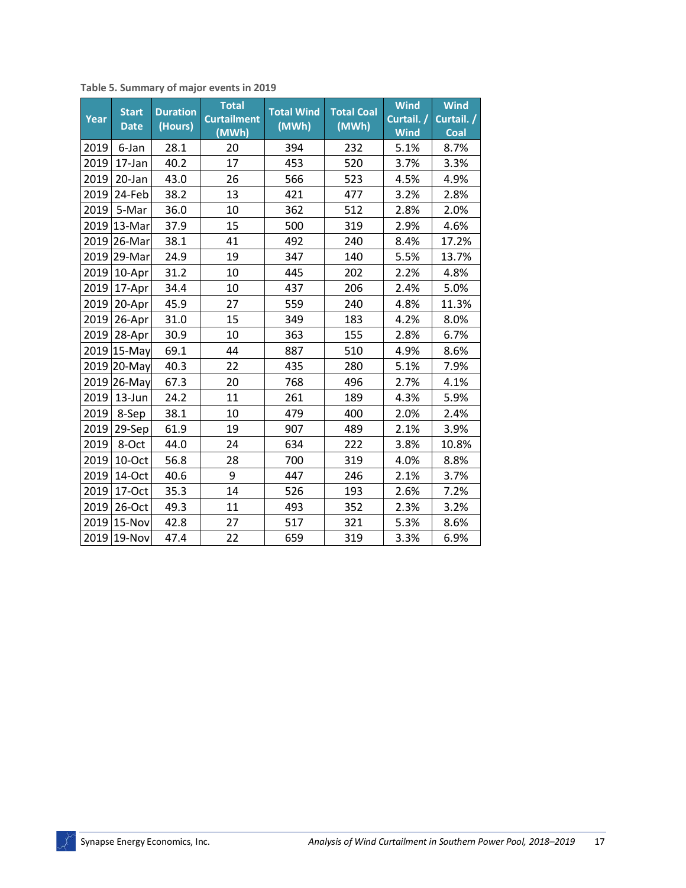**Table 5. Summary of major events in 2019**

| Year | Start Date | Duration (Hours) | Total Curtailment (MWh) | Total Wind (MWh) | Total Coal (MWh) | Wind Curtail. / Wind | Wind Curtail. / Coal |
|---|---|---|---|---|---|---|---|
| 2019 | 6-Jan | 28.1 | 20 | 394 | 232 | 5.1% | 8.7% |
| 2019 | 17-Jan | 40.2 | 17 | 453 | 520 | 3.7% | 3.3% |
| 2019 | 20-Jan | 43.0 | 26 | 566 | 523 | 4.5% | 4.9% |
| 2019 | 24-Feb | 38.2 | 13 | 421 | 477 | 3.2% | 2.8% |
| 2019 | 5-Mar | 36.0 | 10 | 362 | 512 | 2.8% | 2.0% |
| 2019 | 13-Mar | 37.9 | 15 | 500 | 319 | 2.9% | 4.6% |
| 2019 | 26-Mar | 38.1 | 41 | 492 | 240 | 8.4% | 17.2% |
| 2019 | 29-Mar | 24.9 | 19 | 347 | 140 | 5.5% | 13.7% |
| 2019 | 10-Apr | 31.2 | 10 | 445 | 202 | 2.2% | 4.8% |
| 2019 | 17-Apr | 34.4 | 10 | 437 | 206 | 2.4% | 5.0% |
| 2019 | 20-Apr | 45.9 | 27 | 559 | 240 | 4.8% | 11.3% |
| 2019 | 26-Apr | 31.0 | 15 | 349 | 183 | 4.2% | 8.0% |
| 2019 | 28-Apr | 30.9 | 10 | 363 | 155 | 2.8% | 6.7% |
| 2019 | 15-May | 69.1 | 44 | 887 | 510 | 4.9% | 8.6% |
| 2019 | 20-May | 40.3 | 22 | 435 | 280 | 5.1% | 7.9% |
| 2019 | 26-May | 67.3 | 20 | 768 | 496 | 2.7% | 4.1% |
| 2019 | 13-Jun | 24.2 | 11 | 261 | 189 | 4.3% | 5.9% |
| 2019 | 8-Sep | 38.1 | 10 | 479 | 400 | 2.0% | 2.4% |
| 2019 | 29-Sep | 61.9 | 19 | 907 | 489 | 2.1% | 3.9% |
| 2019 | 8-Oct | 44.0 | 24 | 634 | 222 | 3.8% | 10.8% |
| 2019 | 10-Oct | 56.8 | 28 | 700 | 319 | 4.0% | 8.8% |
| 2019 | 14-Oct | 40.6 | 9 | 447 | 246 | 2.1% | 3.7% |
| 2019 | 17-Oct | 35.3 | 14 | 526 | 193 | 2.6% | 7.2% |
| 2019 | 26-Oct | 49.3 | 11 | 493 | 352 | 2.3% | 3.2% |
| 2019 | 15-Nov | 42.8 | 27 | 517 | 321 | 5.3% | 8.6% |
| 2019 | 19-Nov | 47.4 | 22 | 659 | 319 | 3.3% | 6.9% |